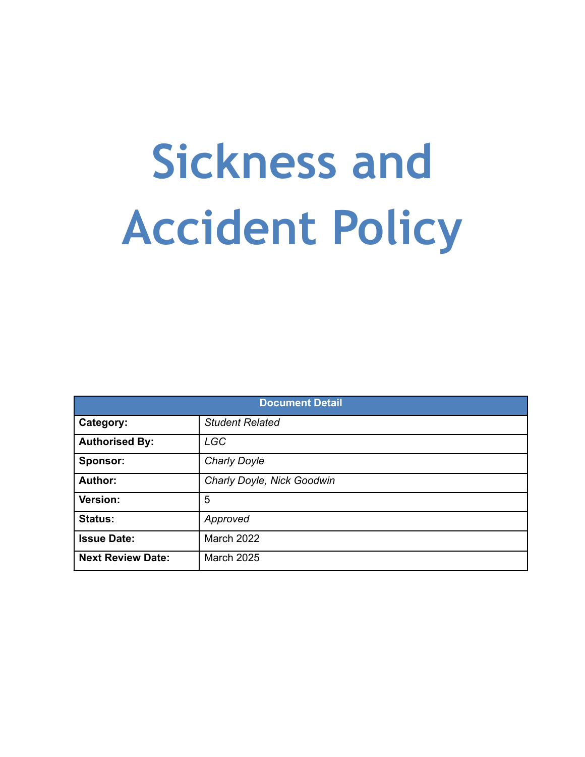# Sickness and Accident Policy

| Document Detail | |
|---|---|
| **Category:** | *Student Related* |
| **Authorised By:** | *LGC* |
| **Sponsor:** | *Charly Doyle* |
| **Author:** | *Charly Doyle, Nick Goodwin* |
| **Version:** | 5 |
| **Status:** | *Approved* |
| **Issue Date:** | March 2022 |
| **Next Review Date:** | March 2025 |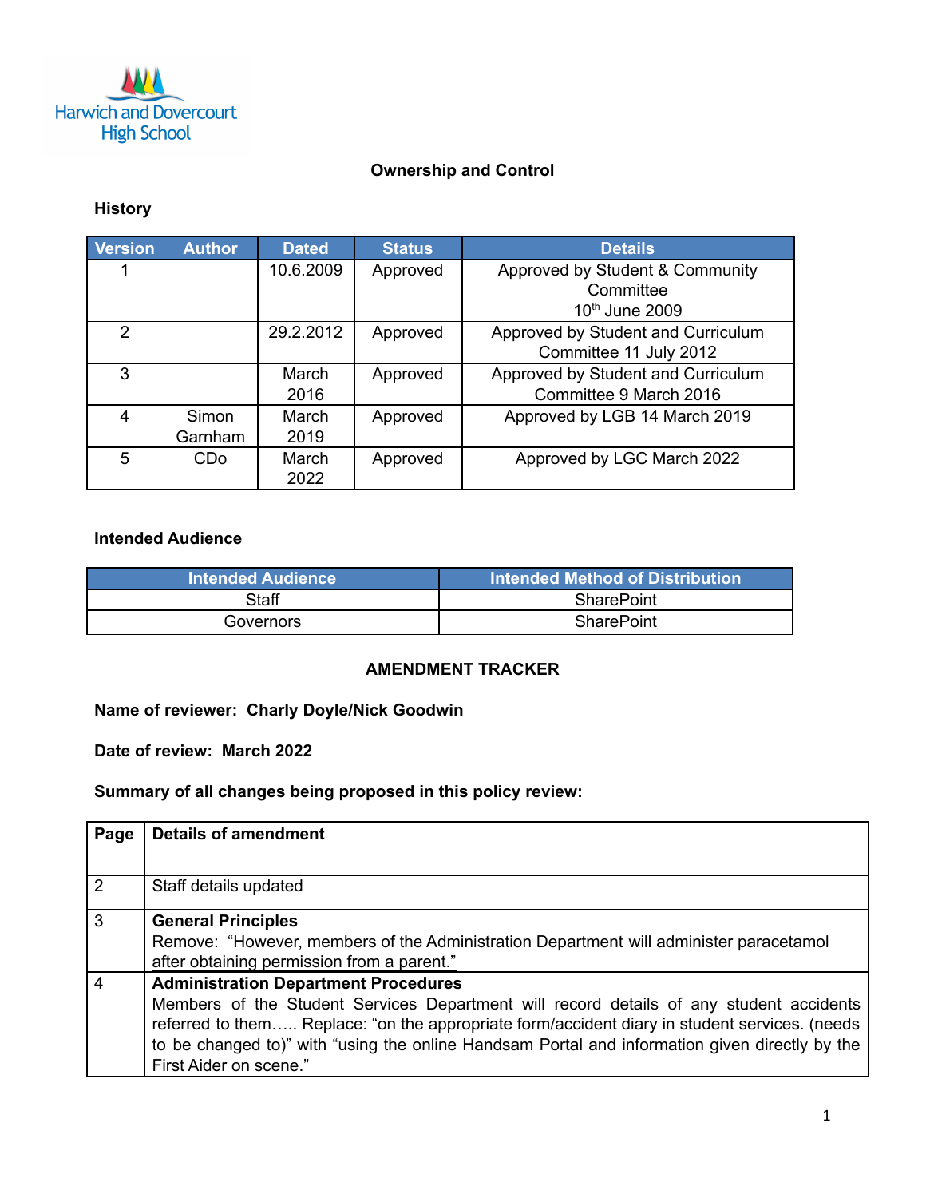Harwich and Dovercourt High School

## Ownership and Control

### History

| Version | Author | Dated | Status | Details |
|---|---|---|---|---|
| 1 | | 10.6.2009 | Approved | Approved by Student & Community Committee 10th June 2009 |
| 2 | | 29.2.2012 | Approved | Approved by Student and Curriculum Committee 11 July 2012 |
| 3 | | March 2016 | Approved | Approved by Student and Curriculum Committee 9 March 2016 |
| 4 | Simon Garnham | March 2019 | Approved | Approved by LGB 14 March 2019 |
| 5 | CDo | March 2022 | Approved | Approved by LGC March 2022 |

### Intended Audience

| Intended Audience | Intended Method of Distribution |
|---|---|
| Staff | SharePoint |
| Governors | SharePoint |

## AMENDMENT TRACKER

**Name of reviewer: Charly Doyle/Nick Goodwin**

**Date of review: March 2022**

**Summary of all changes being proposed in this policy review:**

| Page | Details of amendment |
|---|---|
| 2 | Staff details updated |
| 3 | **General Principles** Remove: "However, members of the Administration Department will administer paracetamol after obtaining permission from a parent." |
| 4 | **Administration Department Procedures** Members of the Student Services Department will record details of any student accidents referred to them….. Replace: "on the appropriate form/accident diary in student services. (needs to be changed to)" with "using the online Handsam Portal and information given directly by the First Aider on scene." |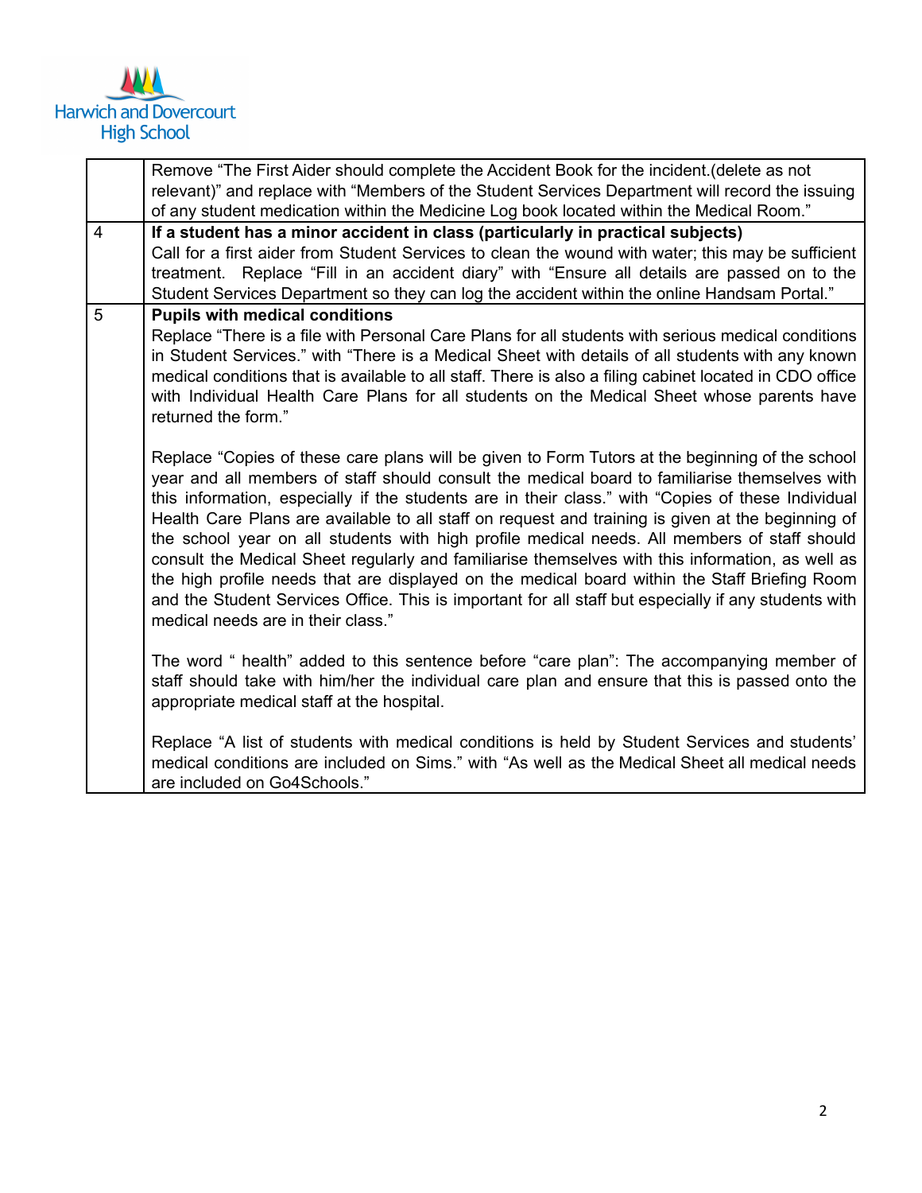|  |  |
|---|---|
|  | Remove “The First Aider should complete the Accident Book for the incident.(delete as not relevant)” and replace with “Members of the Student Services Department will record the issuing of any student medication within the Medicine Log book located within the Medical Room.” |
| 4 | **If a student has a minor accident in class (particularly in practical subjects)**<br>Call for a first aider from Student Services to clean the wound with water; this may be sufficient treatment. Replace “Fill in an accident diary” with “Ensure all details are passed on to the Student Services Department so they can log the accident within the online Handsam Portal.” |
| 5 | **Pupils with medical conditions**<br>Replace “There is a file with Personal Care Plans for all students with serious medical conditions in Student Services.” with “There is a Medical Sheet with details of all students with any known medical conditions that is available to all staff. There is also a filing cabinet located in CDO office with Individual Health Care Plans for all students on the Medical Sheet whose parents have returned the form.”<br><br>Replace “Copies of these care plans will be given to Form Tutors at the beginning of the school year and all members of staff should consult the medical board to familiarise themselves with this information, especially if the students are in their class.” with “Copies of these Individual Health Care Plans are available to all staff on request and training is given at the beginning of the school year on all students with high profile medical needs. All members of staff should consult the Medical Sheet regularly and familiarise themselves with this information, as well as the high profile needs that are displayed on the medical board within the Staff Briefing Room and the Student Services Office. This is important for all staff but especially if any students with medical needs are in their class.”<br><br>The word “ health” added to this sentence before “care plan”: The accompanying member of staff should take with him/her the individual care plan and ensure that this is passed onto the appropriate medical staff at the hospital.<br><br>Replace “A list of students with medical conditions is held by Student Services and students' medical conditions are included on Sims.” with “As well as the Medical Sheet all medical needs are included on Go4Schools.” |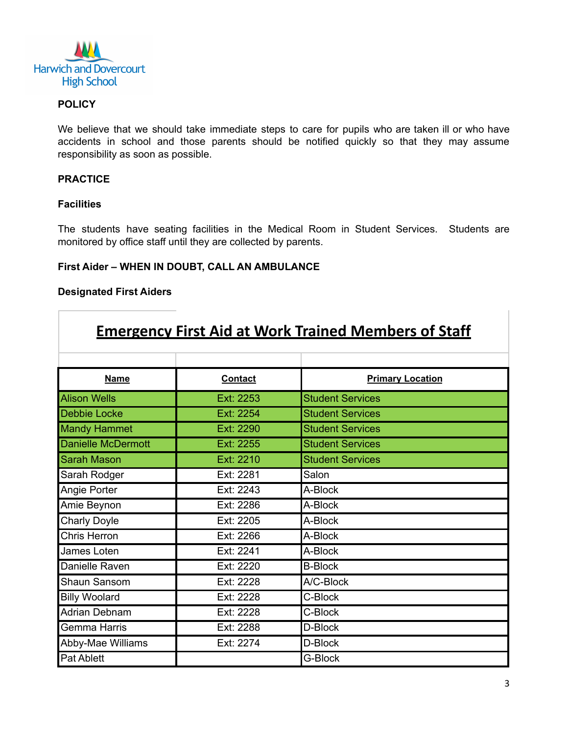Harwich and Dovercourt High School

**POLICY**

We believe that we should take immediate steps to care for pupils who are taken ill or who have accidents in school and those parents should be notified quickly so that they may assume responsibility as soon as possible.

**PRACTICE**

**Facilities**

The students have seating facilities in the Medical Room in Student Services. Students are monitored by office staff until they are collected by parents.

**First Aider – WHEN IN DOUBT, CALL AN AMBULANCE**

**Designated First Aiders**

## Emergency First Aid at Work Trained Members of Staff

| Name | Contact | Primary Location |
|---|---|---|
| Alison Wells | Ext: 2253 | Student Services |
| Debbie Locke | Ext: 2254 | Student Services |
| Mandy Hammet | Ext: 2290 | Student Services |
| Danielle McDermott | Ext: 2255 | Student Services |
| Sarah Mason | Ext: 2210 | Student Services |
| Sarah Rodger | Ext: 2281 | Salon |
| Angie Porter | Ext: 2243 | A-Block |
| Amie Beynon | Ext: 2286 | A-Block |
| Charly Doyle | Ext: 2205 | A-Block |
| Chris Herron | Ext: 2266 | A-Block |
| James Loten | Ext: 2241 | A-Block |
| Danielle Raven | Ext: 2220 | B-Block |
| Shaun Sansom | Ext: 2228 | A/C-Block |
| Billy Woolard | Ext: 2228 | C-Block |
| Adrian Debnam | Ext: 2228 | C-Block |
| Gemma Harris | Ext: 2288 | D-Block |
| Abby-Mae Williams | Ext: 2274 | D-Block |
| Pat Ablett | | G-Block |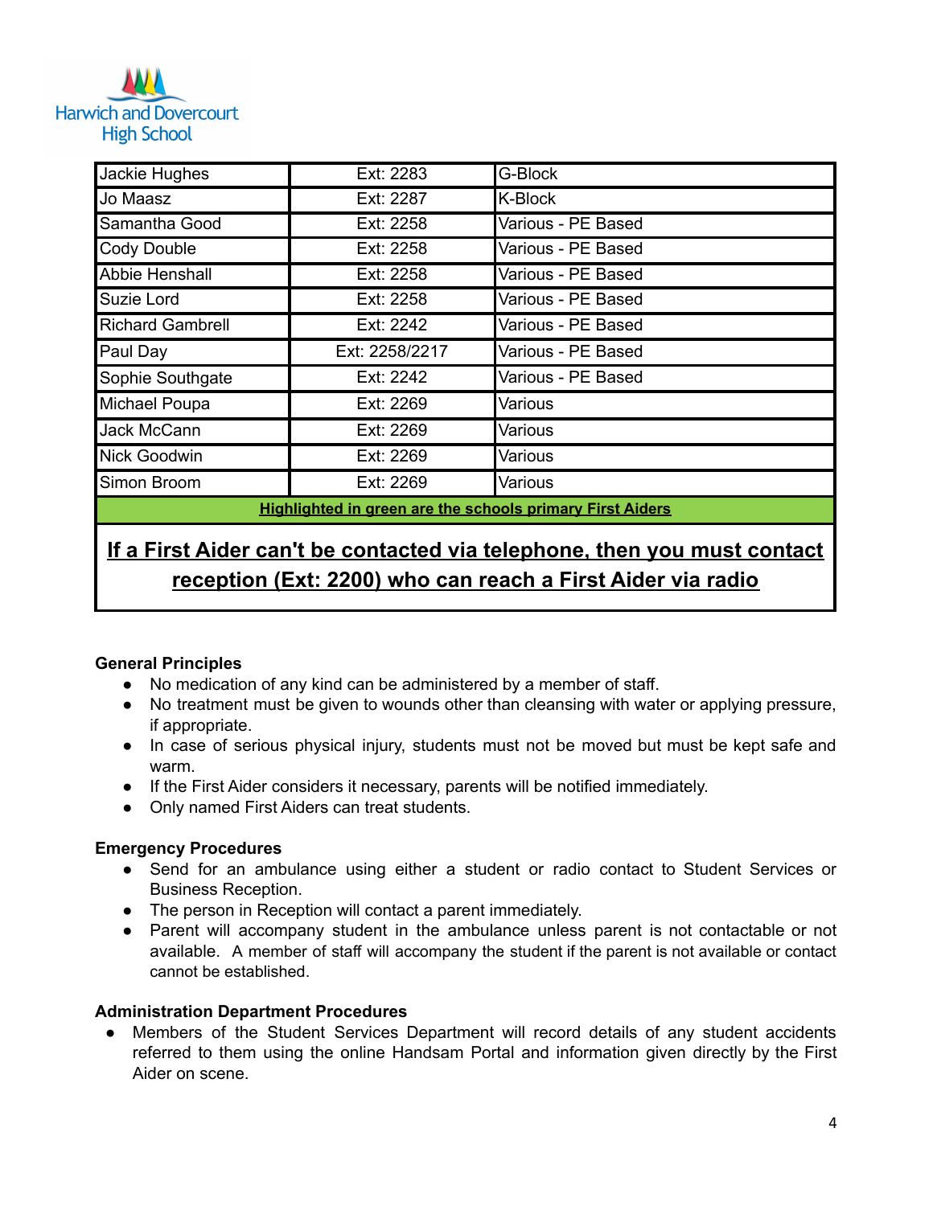| | | |
|---|---|---|
| Jackie Hughes | Ext: 2283 | G-Block |
| Jo Maasz | Ext: 2287 | K-Block |
| Samantha Good | Ext: 2258 | Various - PE Based |
| Cody Double | Ext: 2258 | Various - PE Based |
| Abbie Henshall | Ext: 2258 | Various - PE Based |
| Suzie Lord | Ext: 2258 | Various - PE Based |
| Richard Gambrell | Ext: 2242 | Various - PE Based |
| Paul Day | Ext: 2258/2217 | Various - PE Based |
| Sophie Southgate | Ext: 2242 | Various - PE Based |
| Michael Poupa | Ext: 2269 | Various |
| Jack McCann | Ext: 2269 | Various |
| Nick Goodwin | Ext: 2269 | Various |
| Simon Broom | Ext: 2269 | Various |
| **Highlighted in green are the schools primary First Aiders** | | |

**If a First Aider can't be contacted via telephone, then you must contact reception (Ext: 2200) who can reach a First Aider via radio**

**General Principles**

- No medication of any kind can be administered by a member of staff.
- No treatment must be given to wounds other than cleansing with water or applying pressure, if appropriate.
- In case of serious physical injury, students must not be moved but must be kept safe and warm.
- If the First Aider considers it necessary, parents will be notified immediately.
- Only named First Aiders can treat students.

**Emergency Procedures**

- Send for an ambulance using either a student or radio contact to Student Services or Business Reception.
- The person in Reception will contact a parent immediately.
- Parent will accompany student in the ambulance unless parent is not contactable or not available. A member of staff will accompany the student if the parent is not available or contact cannot be established.

**Administration Department Procedures**

- Members of the Student Services Department will record details of any student accidents referred to them using the online Handsam Portal and information given directly by the First Aider on scene.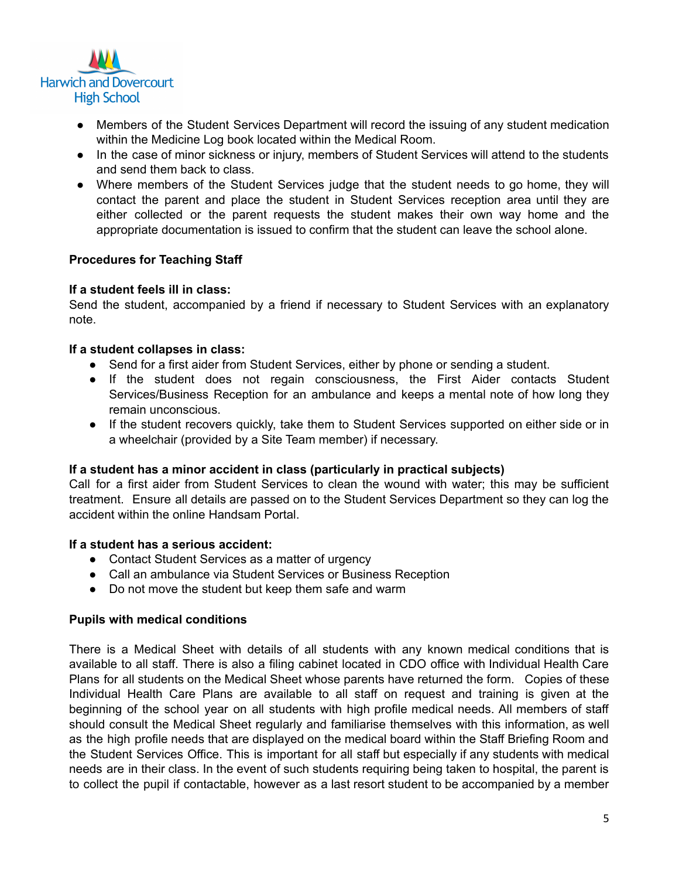- Members of the Student Services Department will record the issuing of any student medication within the Medicine Log book located within the Medical Room.
- In the case of minor sickness or injury, members of Student Services will attend to the students and send them back to class.
- Where members of the Student Services judge that the student needs to go home, they will contact the parent and place the student in Student Services reception area until they are either collected or the parent requests the student makes their own way home and the appropriate documentation is issued to confirm that the student can leave the school alone.

**Procedures for Teaching Staff**

**If a student feels ill in class:**
Send the student, accompanied by a friend if necessary to Student Services with an explanatory note.

**If a student collapses in class:**

- Send for a first aider from Student Services, either by phone or sending a student.
- If the student does not regain consciousness, the First Aider contacts Student Services/Business Reception for an ambulance and keeps a mental note of how long they remain unconscious.
- If the student recovers quickly, take them to Student Services supported on either side or in a wheelchair (provided by a Site Team member) if necessary.

**If a student has a minor accident in class (particularly in practical subjects)**
Call for a first aider from Student Services to clean the wound with water; this may be sufficient treatment. Ensure all details are passed on to the Student Services Department so they can log the accident within the online Handsam Portal.

**If a student has a serious accident:**

- Contact Student Services as a matter of urgency
- Call an ambulance via Student Services or Business Reception
- Do not move the student but keep them safe and warm

**Pupils with medical conditions**

There is a Medical Sheet with details of all students with any known medical conditions that is available to all staff. There is also a filing cabinet located in CDO office with Individual Health Care Plans for all students on the Medical Sheet whose parents have returned the form. Copies of these Individual Health Care Plans are available to all staff on request and training is given at the beginning of the school year on all students with high profile medical needs. All members of staff should consult the Medical Sheet regularly and familiarise themselves with this information, as well as the high profile needs that are displayed on the medical board within the Staff Briefing Room and the Student Services Office. This is important for all staff but especially if any students with medical needs are in their class. In the event of such students requiring being taken to hospital, the parent is to collect the pupil if contactable, however as a last resort student to be accompanied by a member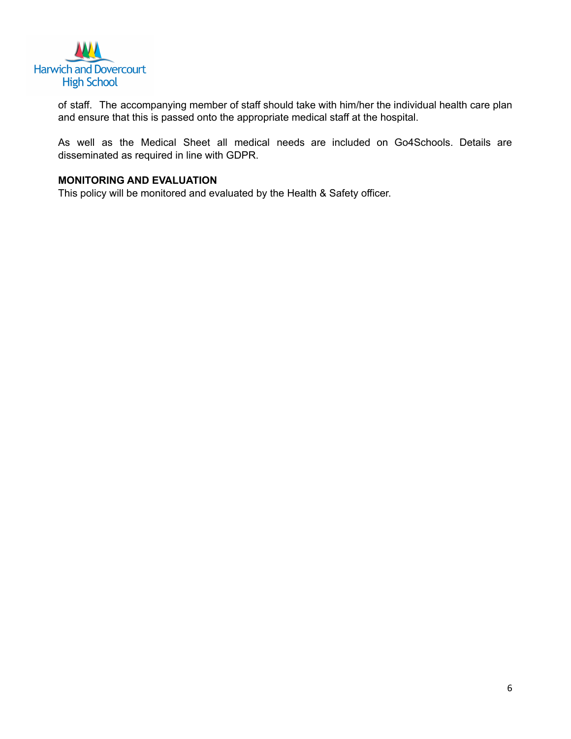of staff.  The accompanying member of staff should take with him/her the individual health care plan and ensure that this is passed onto the appropriate medical staff at the hospital.

As well as the Medical Sheet all medical needs are included on Go4Schools. Details are disseminated as required in line with GDPR.

**MONITORING AND EVALUATION**

This policy will be monitored and evaluated by the Health & Safety officer.